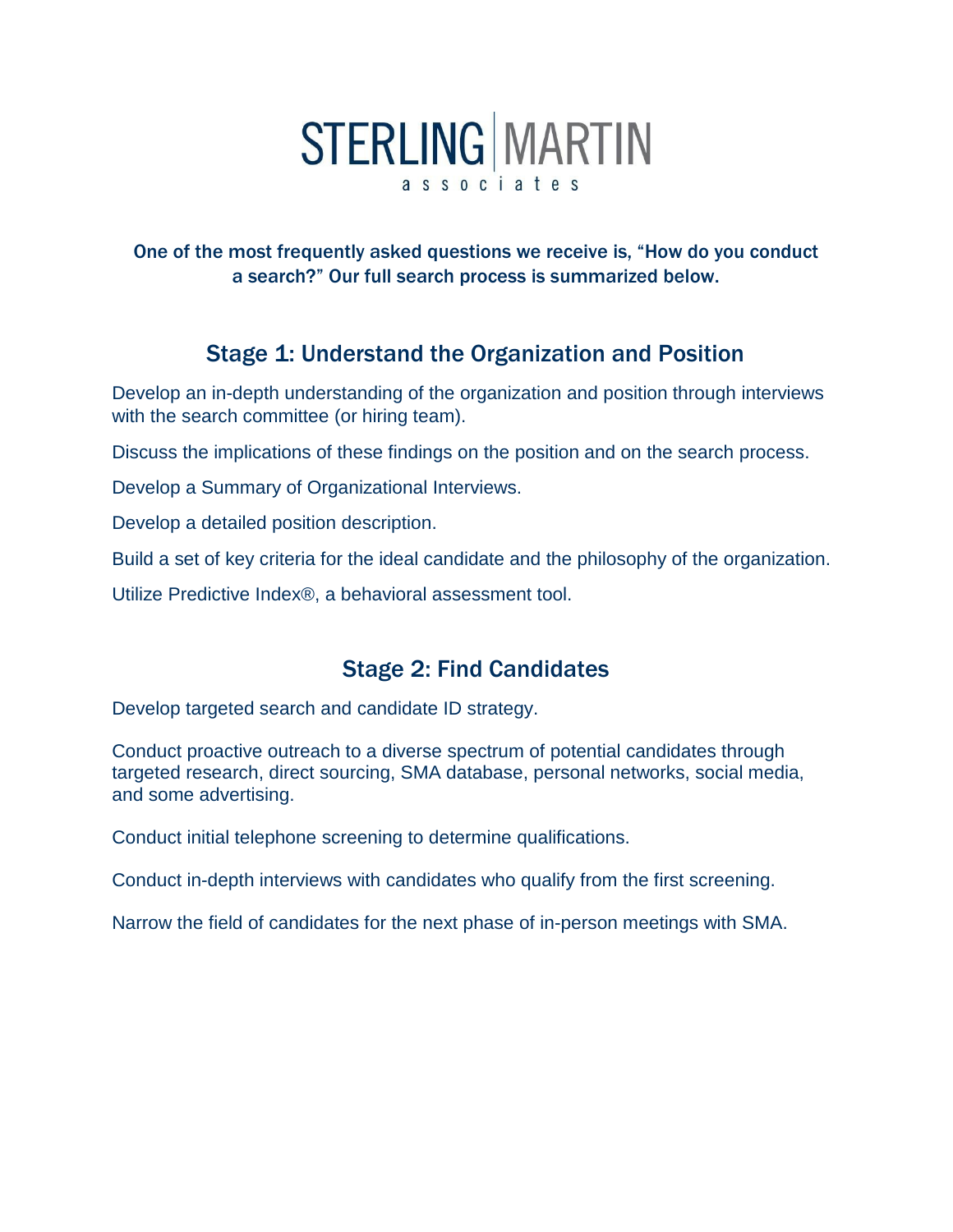# STERLING | MARTIN associates

**One of the most frequently asked questions we receive is, "How do you conduct a search?" Our full search process is summarized below.**

## Stage 1: Understand the Organization and Position

Develop an in-depth understanding of the organization and position through interviews with the search committee (or hiring team).

Discuss the implications of these findings on the position and on the search process.

Develop a Summary of Organizational Interviews.

Develop a detailed position description.

Build a set of key criteria for the ideal candidate and the philosophy of the organization.

Utilize Predictive Index®, a behavioral assessment tool.

## Stage 2: Find Candidates

Develop targeted search and candidate ID strategy.

Conduct proactive outreach to a diverse spectrum of potential candidates through targeted research, direct sourcing, SMA database, personal networks, social media, and some advertising.

Conduct initial telephone screening to determine qualifications.

Conduct in-depth interviews with candidates who qualify from the first screening.

Narrow the field of candidates for the next phase of in-person meetings with SMA.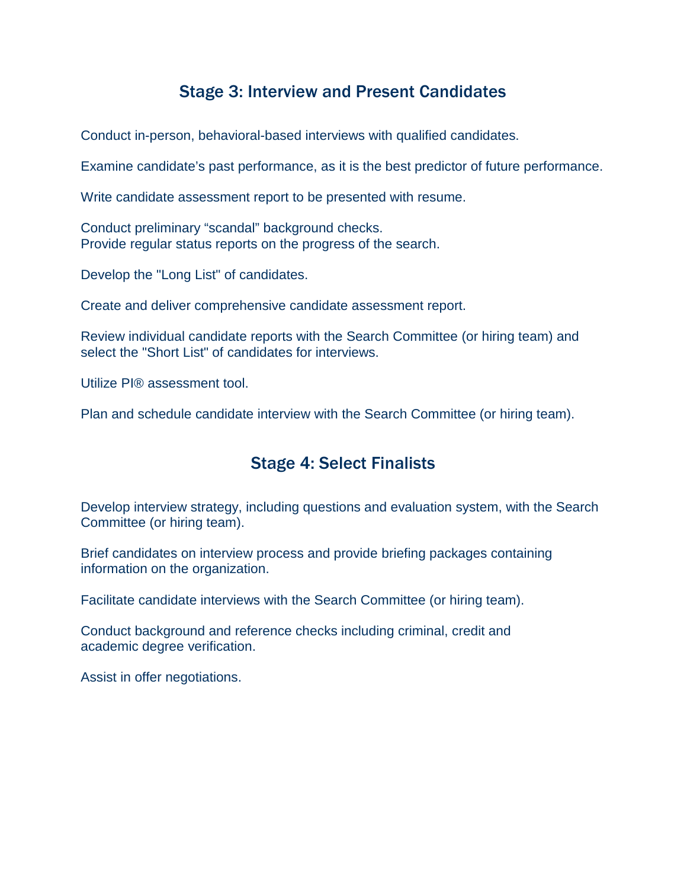## Stage 3: Interview and Present Candidates

Conduct in-person, behavioral-based interviews with qualified candidates.

Examine candidate's past performance, as it is the best predictor of future performance.

Write candidate assessment report to be presented with resume.

Conduct preliminary "scandal" background checks.
Provide regular status reports on the progress of the search.

Develop the "Long List" of candidates.

Create and deliver comprehensive candidate assessment report.

Review individual candidate reports with the Search Committee (or hiring team) and select the "Short List" of candidates for interviews.

Utilize PI® assessment tool.

Plan and schedule candidate interview with the Search Committee (or hiring team).

## Stage 4: Select Finalists

Develop interview strategy, including questions and evaluation system, with the Search Committee (or hiring team).

Brief candidates on interview process and provide briefing packages containing information on the organization.

Facilitate candidate interviews with the Search Committee (or hiring team).

Conduct background and reference checks including criminal, credit and academic degree verification.

Assist in offer negotiations.